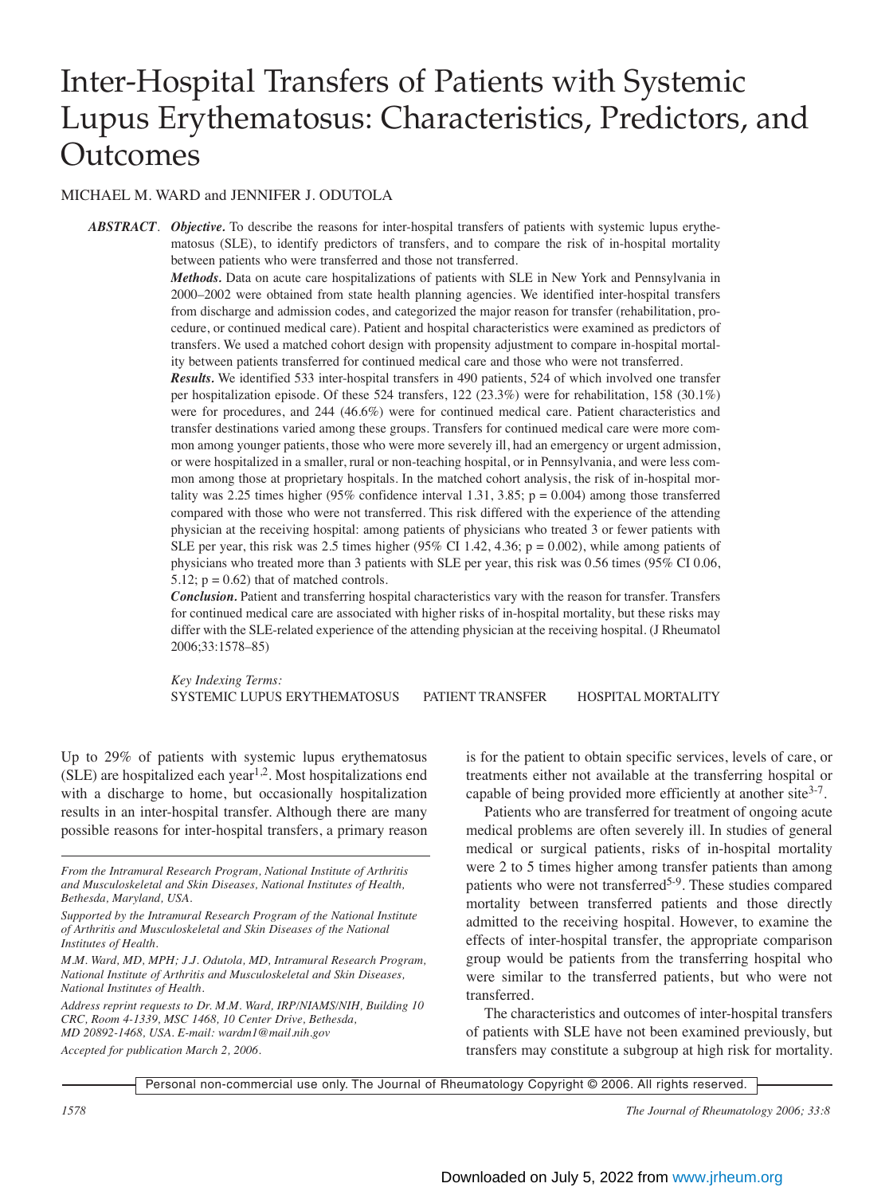# Inter-Hospital Transfers of Patients with Systemic Lupus Erythematosus: Characteristics, Predictors, and Outcomes

MICHAEL M. WARD and JENNIFER J. ODUTOLA

***ABSTRACT.*** ***Objective.*** To describe the reasons for inter-hospital transfers of patients with systemic lupus erythematosus (SLE), to identify predictors of transfers, and to compare the risk of in-hospital mortality between patients who were transferred and those not transferred.

***Methods.*** Data on acute care hospitalizations of patients with SLE in New York and Pennsylvania in 2000–2002 were obtained from state health planning agencies. We identified inter-hospital transfers from discharge and admission codes, and categorized the major reason for transfer (rehabilitation, procedure, or continued medical care). Patient and hospital characteristics were examined as predictors of transfers. We used a matched cohort design with propensity adjustment to compare in-hospital mortality between patients transferred for continued medical care and those who were not transferred.

***Results.*** We identified 533 inter-hospital transfers in 490 patients, 524 of which involved one transfer per hospitalization episode. Of these 524 transfers, 122 (23.3%) were for rehabilitation, 158 (30.1%) were for procedures, and 244 (46.6%) were for continued medical care. Patient characteristics and transfer destinations varied among these groups. Transfers for continued medical care were more common among younger patients, those who were more severely ill, had an emergency or urgent admission, or were hospitalized in a smaller, rural or non-teaching hospital, or in Pennsylvania, and were less common among those at proprietary hospitals. In the matched cohort analysis, the risk of in-hospital mortality was 2.25 times higher (95% confidence interval 1.31, 3.85; $p = 0.004$) among those transferred compared with those who were not transferred. This risk differed with the experience of the attending physician at the receiving hospital: among patients of physicians who treated 3 or fewer patients with SLE per year, this risk was 2.5 times higher (95% CI 1.42, 4.36; $p = 0.002$), while among patients of physicians who treated more than 3 patients with SLE per year, this risk was 0.56 times (95% CI 0.06, 5.12; $p = 0.62$) that of matched controls.

***Conclusion.*** Patient and transferring hospital characteristics vary with the reason for transfer. Transfers for continued medical care are associated with higher risks of in-hospital mortality, but these risks may differ with the SLE-related experience of the attending physician at the receiving hospital. (J Rheumatol 2006;33:1578–85)

*Key Indexing Terms:*
SYSTEMIC LUPUS ERYTHEMATOSUS PATIENT TRANSFER HOSPITAL MORTALITY

Up to 29% of patients with systemic lupus erythematosus (SLE) are hospitalized each year[1,2]. Most hospitalizations end with a discharge to home, but occasionally hospitalization results in an inter-hospital transfer. Although there are many possible reasons for inter-hospital transfers, a primary reason is for the patient to obtain specific services, levels of care, or treatments either not available at the transferring hospital or capable of being provided more efficiently at another site[3-7].

Patients who are transferred for treatment of ongoing acute medical problems are often severely ill. In studies of general medical or surgical patients, risks of in-hospital mortality were 2 to 5 times higher among transfer patients than among patients who were not transferred[5-9]. These studies compared mortality between transferred patients and those directly admitted to the receiving hospital. However, to examine the effects of inter-hospital transfer, the appropriate comparison group would be patients from the transferring hospital who were similar to the transferred patients, but who were not transferred.

The characteristics and outcomes of inter-hospital transfers of patients with SLE have not been examined previously, but transfers may constitute a subgroup at high risk for mortality.

*From the Intramural Research Program, National Institute of Arthritis and Musculoskeletal and Skin Diseases, National Institutes of Health, Bethesda, Maryland, USA.*

*Supported by the Intramural Research Program of the National Institute of Arthritis and Musculoskeletal and Skin Diseases of the National Institutes of Health.*

*M.M. Ward, MD, MPH; J.J. Odutola, MD, Intramural Research Program, National Institute of Arthritis and Musculoskeletal and Skin Diseases, National Institutes of Health.*

*Address reprint requests to Dr. M.M. Ward, IRP/NIAMS/NIH, Building 10 CRC, Room 4-1339, MSC 1468, 10 Center Drive, Bethesda, MD 20892-1468, USA. E-mail: wardm1@mail.nih.gov*

*Accepted for publication March 2, 2006.*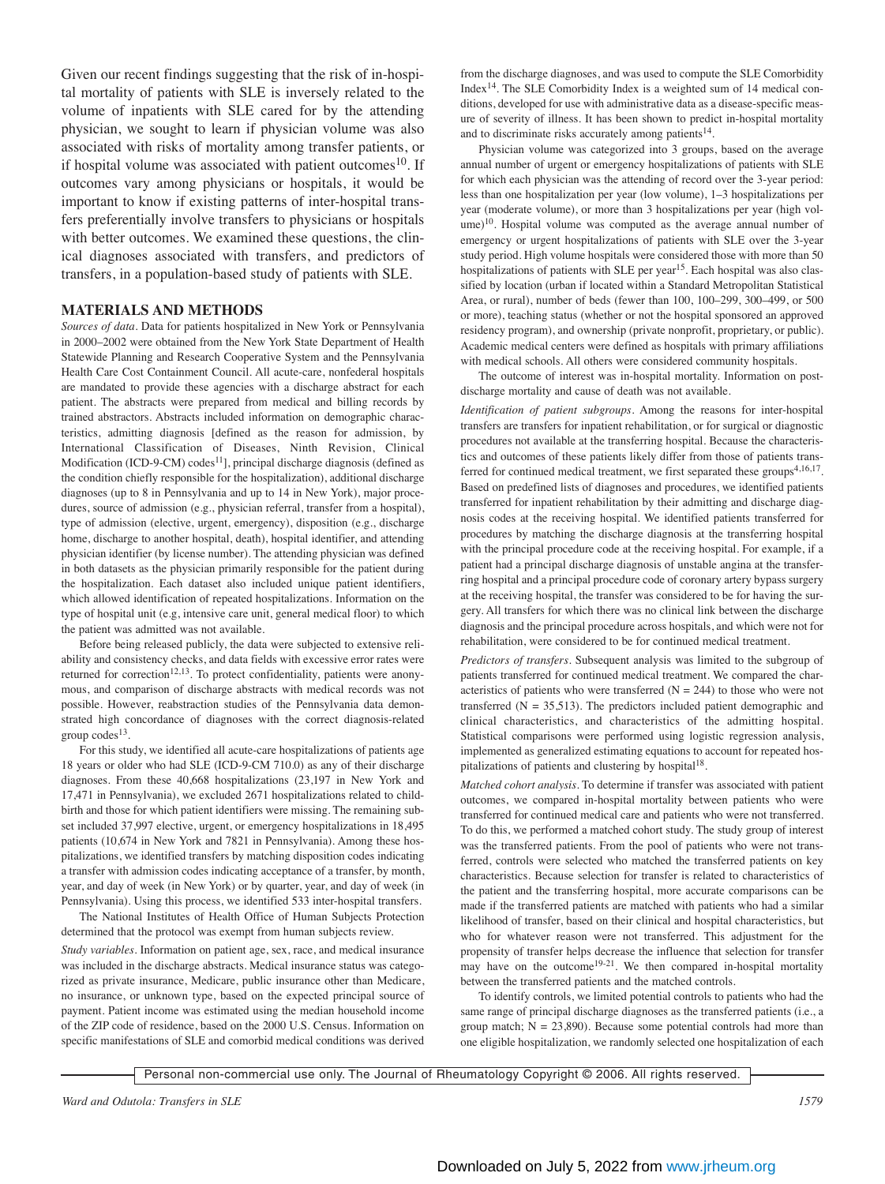Given our recent findings suggesting that the risk of in-hospital mortality of patients with SLE is inversely related to the volume of inpatients with SLE cared for by the attending physician, we sought to learn if physician volume was also associated with risks of mortality among transfer patients, or if hospital volume was associated with patient outcomes[10]. If outcomes vary among physicians or hospitals, it would be important to know if existing patterns of inter-hospital transfers preferentially involve transfers to physicians or hospitals with better outcomes. We examined these questions, the clinical diagnoses associated with transfers, and predictors of transfers, in a population-based study of patients with SLE.

## MATERIALS AND METHODS

*Sources of data.* Data for patients hospitalized in New York or Pennsylvania in 2000–2002 were obtained from the New York State Department of Health Statewide Planning and Research Cooperative System and the Pennsylvania Health Care Cost Containment Council. All acute-care, nonfederal hospitals are mandated to provide these agencies with a discharge abstract for each patient. The abstracts were prepared from medical and billing records by trained abstractors. Abstracts included information on demographic characteristics, admitting diagnosis [defined as the reason for admission, by International Classification of Diseases, Ninth Revision, Clinical Modification (ICD-9-CM) codes[11]], principal discharge diagnosis (defined as the condition chiefly responsible for the hospitalization), additional discharge diagnoses (up to 8 in Pennsylvania and up to 14 in New York), major procedures, source of admission (e.g., physician referral, transfer from a hospital), type of admission (elective, urgent, emergency), disposition (e.g., discharge home, discharge to another hospital, death), hospital identifier, and attending physician identifier (by license number). The attending physician was defined in both datasets as the physician primarily responsible for the patient during the hospitalization. Each dataset also included unique patient identifiers, which allowed identification of repeated hospitalizations. Information on the type of hospital unit (e.g, intensive care unit, general medical floor) to which the patient was admitted was not available.

Before being released publicly, the data were subjected to extensive reliability and consistency checks, and data fields with excessive error rates were returned for correction[12,13]. To protect confidentiality, patients were anonymous, and comparison of discharge abstracts with medical records was not possible. However, reabstraction studies of the Pennsylvania data demonstrated high concordance of diagnoses with the correct diagnosis-related group codes[13].

For this study, we identified all acute-care hospitalizations of patients age 18 years or older who had SLE (ICD-9-CM 710.0) as any of their discharge diagnoses. From these 40,668 hospitalizations (23,197 in New York and 17,471 in Pennsylvania), we excluded 2671 hospitalizations related to childbirth and those for which patient identifiers were missing. The remaining subset included 37,997 elective, urgent, or emergency hospitalizations in 18,495 patients (10,674 in New York and 7821 in Pennsylvania). Among these hospitalizations, we identified transfers by matching disposition codes indicating a transfer with admission codes indicating acceptance of a transfer, by month, year, and day of week (in New York) or by quarter, year, and day of week (in Pennsylvania). Using this process, we identified 533 inter-hospital transfers.

The National Institutes of Health Office of Human Subjects Protection determined that the protocol was exempt from human subjects review.

*Study variables.* Information on patient age, sex, race, and medical insurance was included in the discharge abstracts. Medical insurance status was categorized as private insurance, Medicare, public insurance other than Medicare, no insurance, or unknown type, based on the expected principal source of payment. Patient income was estimated using the median household income of the ZIP code of residence, based on the 2000 U.S. Census. Information on specific manifestations of SLE and comorbid medical conditions was derived from the discharge diagnoses, and was used to compute the SLE Comorbidity Index[14]. The SLE Comorbidity Index is a weighted sum of 14 medical conditions, developed for use with administrative data as a disease-specific measure of severity of illness. It has been shown to predict in-hospital mortality and to discriminate risks accurately among patients[14].

Physician volume was categorized into 3 groups, based on the average annual number of urgent or emergency hospitalizations of patients with SLE for which each physician was the attending of record over the 3-year period: less than one hospitalization per year (low volume), 1–3 hospitalizations per year (moderate volume), or more than 3 hospitalizations per year (high volume)[10]. Hospital volume was computed as the average annual number of emergency or urgent hospitalizations of patients with SLE over the 3-year study period. High volume hospitals were considered those with more than 50 hospitalizations of patients with SLE per year[15]. Each hospital was also classified by location (urban if located within a Standard Metropolitan Statistical Area, or rural), number of beds (fewer than 100, 100–299, 300–499, or 500 or more), teaching status (whether or not the hospital sponsored an approved residency program), and ownership (private nonprofit, proprietary, or public). Academic medical centers were defined as hospitals with primary affiliations with medical schools. All others were considered community hospitals.

The outcome of interest was in-hospital mortality. Information on post-discharge mortality and cause of death was not available.

*Identification of patient subgroups.* Among the reasons for inter-hospital transfers are transfers for inpatient rehabilitation, or for surgical or diagnostic procedures not available at the transferring hospital. Because the characteristics and outcomes of these patients likely differ from those of patients transferred for continued medical treatment, we first separated these groups[4,16,17]. Based on predefined lists of diagnoses and procedures, we identified patients transferred for inpatient rehabilitation by their admitting and discharge diagnosis codes at the receiving hospital. We identified patients transferred for procedures by matching the discharge diagnosis at the transferring hospital with the principal procedure code at the receiving hospital. For example, if a patient had a principal discharge diagnosis of unstable angina at the transferring hospital and a principal procedure code of coronary artery bypass surgery at the receiving hospital, the transfer was considered to be for having the surgery. All transfers for which there was no clinical link between the discharge diagnosis and the principal procedure across hospitals, and which were not for rehabilitation, were considered to be for continued medical treatment.

*Predictors of transfers.* Subsequent analysis was limited to the subgroup of patients transferred for continued medical treatment. We compared the characteristics of patients who were transferred (N = 244) to those who were not transferred (N = 35,513). The predictors included patient demographic and clinical characteristics, and characteristics of the admitting hospital. Statistical comparisons were performed using logistic regression analysis, implemented as generalized estimating equations to account for repeated hospitalizations of patients and clustering by hospital[18].

*Matched cohort analysis.* To determine if transfer was associated with patient outcomes, we compared in-hospital mortality between patients who were transferred for continued medical care and patients who were not transferred. To do this, we performed a matched cohort study. The study group of interest was the transferred patients. From the pool of patients who were not transferred, controls were selected who matched the transferred patients on key characteristics. Because selection for transfer is related to characteristics of the patient and the transferring hospital, more accurate comparisons can be made if the transferred patients are matched with patients who had a similar likelihood of transfer, based on their clinical and hospital characteristics, but who for whatever reason were not transferred. This adjustment for the propensity of transfer helps decrease the influence that selection for transfer may have on the outcome[19-21]. We then compared in-hospital mortality between the transferred patients and the matched controls.

To identify controls, we limited potential controls to patients who had the same range of principal discharge diagnoses as the transferred patients (i.e., a group match; N = 23,890). Because some potential controls had more than one eligible hospitalization, we randomly selected one hospitalization of each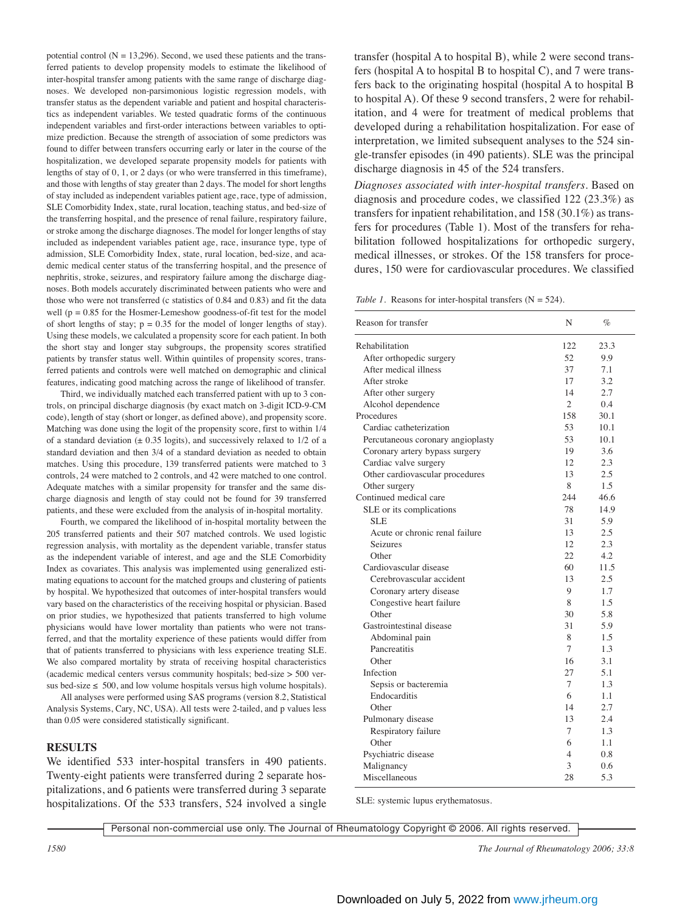potential control (N = 13,296). Second, we used these patients and the transferred patients to develop propensity models to estimate the likelihood of inter-hospital transfer among patients with the same range of discharge diagnoses. We developed non-parsimonious logistic regression models, with transfer status as the dependent variable and patient and hospital characteristics as independent variables. We tested quadratic forms of the continuous independent variables and first-order interactions between variables to optimize prediction. Because the strength of association of some predictors was found to differ between transfers occurring early or later in the course of the hospitalization, we developed separate propensity models for patients with lengths of stay of 0, 1, or 2 days (or who were transferred in this timeframe), and those with lengths of stay greater than 2 days. The model for short lengths of stay included as independent variables patient age, race, type of admission, SLE Comorbidity Index, state, rural location, teaching status, and bed-size of the transferring hospital, and the presence of renal failure, respiratory failure, or stroke among the discharge diagnoses. The model for longer lengths of stay included as independent variables patient age, race, insurance type, type of admission, SLE Comorbidity Index, state, rural location, bed-size, and academic medical center status of the transferring hospital, and the presence of nephritis, stroke, seizures, and respiratory failure among the discharge diagnoses. Both models accurately discriminated between patients who were and those who were not transferred (c statistics of 0.84 and 0.83) and fit the data well ($p = 0.85$ for the Hosmer-Lemeshow goodness-of-fit test for the model of short lengths of stay; $p = 0.35$ for the model of longer lengths of stay). Using these models, we calculated a propensity score for each patient. In both the short stay and longer stay subgroups, the propensity scores stratified patients by transfer status well. Within quintiles of propensity scores, transferred patients and controls were well matched on demographic and clinical features, indicating good matching across the range of likelihood of transfer.

Third, we individually matched each transferred patient with up to 3 controls, on principal discharge diagnosis (by exact match on 3-digit ICD-9-CM code), length of stay (short or longer, as defined above), and propensity score. Matching was done using the logit of the propensity score, first to within 1/4 of a standard deviation (± 0.35 logits), and successively relaxed to 1/2 of a standard deviation and then 3/4 of a standard deviation as needed to obtain matches. Using this procedure, 139 transferred patients were matched to 3 controls, 24 were matched to 2 controls, and 42 were matched to one control. Adequate matches with a similar propensity for transfer and the same discharge diagnosis and length of stay could not be found for 39 transferred patients, and these were excluded from the analysis of in-hospital mortality.

Fourth, we compared the likelihood of in-hospital mortality between the 205 transferred patients and their 507 matched controls. We used logistic regression analysis, with mortality as the dependent variable, transfer status as the independent variable of interest, and age and the SLE Comorbidity Index as covariates. This analysis was implemented using generalized estimating equations to account for the matched groups and clustering of patients by hospital. We hypothesized that outcomes of inter-hospital transfers would vary based on the characteristics of the receiving hospital or physician. Based on prior studies, we hypothesized that patients transferred to high volume physicians would have lower mortality than patients who were not transferred, and that the mortality experience of these patients would differ from that of patients transferred to physicians with less experience treating SLE. We also compared mortality by strata of receiving hospital characteristics (academic medical centers versus community hospitals; bed-size > 500 versus bed-size ≤ 500, and low volume hospitals versus high volume hospitals).

All analyses were performed using SAS programs (version 8.2, Statistical Analysis Systems, Cary, NC, USA). All tests were 2-tailed, and p values less than 0.05 were considered statistically significant.

## RESULTS

We identified 533 inter-hospital transfers in 490 patients. Twenty-eight patients were transferred during 2 separate hospitalizations, and 6 patients were transferred during 3 separate hospitalizations. Of the 533 transfers, 524 involved a single transfer (hospital A to hospital B), while 2 were second transfers (hospital A to hospital B to hospital C), and 7 were transfers back to the originating hospital (hospital A to hospital B to hospital A). Of these 9 second transfers, 2 were for rehabilitation, and 4 were for treatment of medical problems that developed during a rehabilitation hospitalization. For ease of interpretation, we limited subsequent analyses to the 524 single-transfer episodes (in 490 patients). SLE was the principal discharge diagnosis in 45 of the 524 transfers.

*Diagnoses associated with inter-hospital transfers.* Based on diagnosis and procedure codes, we classified 122 (23.3%) as transfers for inpatient rehabilitation, and 158 (30.1%) as transfers for procedures (Table 1). Most of the transfers for rehabilitation followed hospitalizations for orthopedic surgery, medical illnesses, or strokes. Of the 158 transfers for procedures, 150 were for cardiovascular procedures. We classified

*Table 1.* Reasons for inter-hospital transfers (N = 524).

| Reason for transfer | N | % |
|---|---|---|
| Rehabilitation | 122 | 23.3 |
| After orthopedic surgery | 52 | 9.9 |
| After medical illness | 37 | 7.1 |
| After stroke | 17 | 3.2 |
| After other surgery | 14 | 2.7 |
| Alcohol dependence | 2 | 0.4 |
| Procedures | 158 | 30.1 |
| Cardiac catheterization | 53 | 10.1 |
| Percutaneous coronary angioplasty | 53 | 10.1 |
| Coronary artery bypass surgery | 19 | 3.6 |
| Cardiac valve surgery | 12 | 2.3 |
| Other cardiovascular procedures | 13 | 2.5 |
| Other surgery | 8 | 1.5 |
| Continued medical care | 244 | 46.6 |
| SLE or its complications | 78 | 14.9 |
| SLE | 31 | 5.9 |
| Acute or chronic renal failure | 13 | 2.5 |
| Seizures | 12 | 2.3 |
| Other | 22 | 4.2 |
| Cardiovascular disease | 60 | 11.5 |
| Cerebrovascular accident | 13 | 2.5 |
| Coronary artery disease | 9 | 1.7 |
| Congestive heart failure | 8 | 1.5 |
| Other | 30 | 5.8 |
| Gastrointestinal disease | 31 | 5.9 |
| Abdominal pain | 8 | 1.5 |
| Pancreatitis | 7 | 1.3 |
| Other | 16 | 3.1 |
| Infection | 27 | 5.1 |
| Sepsis or bacteremia | 7 | 1.3 |
| Endocarditis | 6 | 1.1 |
| Other | 14 | 2.7 |
| Pulmonary disease | 13 | 2.4 |
| Respiratory failure | 7 | 1.3 |
| Other | 6 | 1.1 |
| Psychiatric disease | 4 | 0.8 |
| Malignancy | 3 | 0.6 |
| Miscellaneous | 28 | 5.3 |

SLE: systemic lupus erythematosus.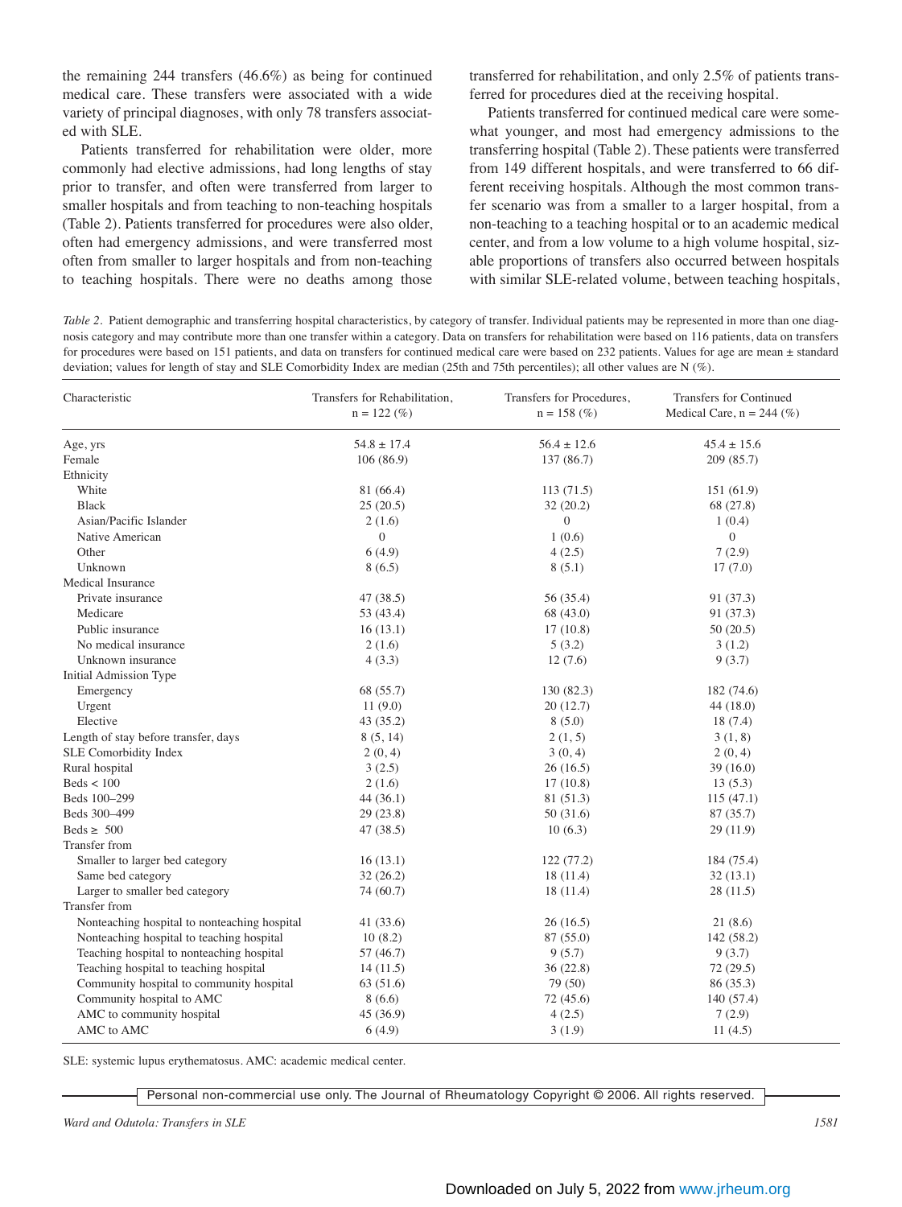the remaining 244 transfers (46.6%) as being for continued medical care. These transfers were associated with a wide variety of principal diagnoses, with only 78 transfers associated with SLE.

Patients transferred for rehabilitation were older, more commonly had elective admissions, had long lengths of stay prior to transfer, and often were transferred from larger to smaller hospitals and from teaching to non-teaching hospitals (Table 2). Patients transferred for procedures were also older, often had emergency admissions, and were transferred most often from smaller to larger hospitals and from non-teaching to teaching hospitals. There were no deaths among those transferred for rehabilitation, and only 2.5% of patients transferred for procedures died at the receiving hospital.

Patients transferred for continued medical care were somewhat younger, and most had emergency admissions to the transferring hospital (Table 2). These patients were transferred from 149 different hospitals, and were transferred to 66 different receiving hospitals. Although the most common transfer scenario was from a smaller to a larger hospital, from a non-teaching to a teaching hospital or to an academic medical center, and from a low volume to a high volume hospital, sizable proportions of transfers also occurred between hospitals with similar SLE-related volume, between teaching hospitals,

*Table 2.* Patient demographic and transferring hospital characteristics, by category of transfer. Individual patients may be represented in more than one diagnosis category and may contribute more than one transfer within a category. Data on transfers for rehabilitation were based on 116 patients, data on transfers for procedures were based on 151 patients, and data on transfers for continued medical care were based on 232 patients. Values for age are mean ± standard deviation; values for length of stay and SLE Comorbidity Index are median (25th and 75th percentiles); all other values are N (%).

| Characteristic | Transfers for Rehabilitation, n = 122 (%) | Transfers for Procedures, n = 158 (%) | Transfers for Continued Medical Care, n = 244 (%) |
|---|---|---|---|
| Age, yrs | 54.8 ± 17.4 | 56.4 ± 12.6 | 45.4 ± 15.6 |
| Female | 106 (86.9) | 137 (86.7) | 209 (85.7) |
| Ethnicity | | | |
| White | 81 (66.4) | 113 (71.5) | 151 (61.9) |
| Black | 25 (20.5) | 32 (20.2) | 68 (27.8) |
| Asian/Pacific Islander | 2 (1.6) | 0 | 1 (0.4) |
| Native American | 0 | 1 (0.6) | 0 |
| Other | 6 (4.9) | 4 (2.5) | 7 (2.9) |
| Unknown | 8 (6.5) | 8 (5.1) | 17 (7.0) |
| Medical Insurance | | | |
| Private insurance | 47 (38.5) | 56 (35.4) | 91 (37.3) |
| Medicare | 53 (43.4) | 68 (43.0) | 91 (37.3) |
| Public insurance | 16 (13.1) | 17 (10.8) | 50 (20.5) |
| No medical insurance | 2 (1.6) | 5 (3.2) | 3 (1.2) |
| Unknown insurance | 4 (3.3) | 12 (7.6) | 9 (3.7) |
| Initial Admission Type | | | |
| Emergency | 68 (55.7) | 130 (82.3) | 182 (74.6) |
| Urgent | 11 (9.0) | 20 (12.7) | 44 (18.0) |
| Elective | 43 (35.2) | 8 (5.0) | 18 (7.4) |
| Length of stay before transfer, days | 8 (5, 14) | 2 (1, 5) | 3 (1, 8) |
| SLE Comorbidity Index | 2 (0, 4) | 3 (0, 4) | 2 (0, 4) |
| Rural hospital | 3 (2.5) | 26 (16.5) | 39 (16.0) |
| Beds < 100 | 2 (1.6) | 17 (10.8) | 13 (5.3) |
| Beds 100–299 | 44 (36.1) | 81 (51.3) | 115 (47.1) |
| Beds 300–499 | 29 (23.8) | 50 (31.6) | 87 (35.7) |
| Beds ≥ 500 | 47 (38.5) | 10 (6.3) | 29 (11.9) |
| Transfer from | | | |
| Smaller to larger bed category | 16 (13.1) | 122 (77.2) | 184 (75.4) |
| Same bed category | 32 (26.2) | 18 (11.4) | 32 (13.1) |
| Larger to smaller bed category | 74 (60.7) | 18 (11.4) | 28 (11.5) |
| Transfer from | | | |
| Nonteaching hospital to nonteaching hospital | 41 (33.6) | 26 (16.5) | 21 (8.6) |
| Nonteaching hospital to teaching hospital | 10 (8.2) | 87 (55.0) | 142 (58.2) |
| Teaching hospital to nonteaching hospital | 57 (46.7) | 9 (5.7) | 9 (3.7) |
| Teaching hospital to teaching hospital | 14 (11.5) | 36 (22.8) | 72 (29.5) |
| Community hospital to community hospital | 63 (51.6) | 79 (50) | 86 (35.3) |
| Community hospital to AMC | 8 (6.6) | 72 (45.6) | 140 (57.4) |
| AMC to community hospital | 45 (36.9) | 4 (2.5) | 7 (2.9) |
| AMC to AMC | 6 (4.9) | 3 (1.9) | 11 (4.5) |

SLE: systemic lupus erythematosus. AMC: academic medical center.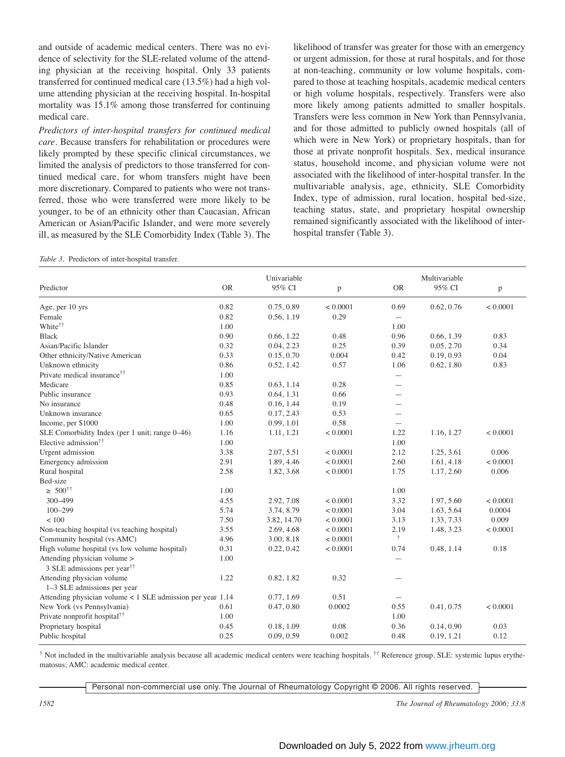and outside of academic medical centers. There was no evidence of selectivity for the SLE-related volume of the attending physician at the receiving hospital. Only 33 patients transferred for continued medical care (13.5%) had a high volume attending physician at the receiving hospital. In-hospital mortality was 15.1% among those transferred for continuing medical care.

*Predictors of inter-hospital transfers for continued medical care.* Because transfers for rehabilitation or procedures were likely prompted by these specific clinical circumstances, we limited the analysis of predictors to those transferred for continued medical care, for whom transfers might have been more discretionary. Compared to patients who were not transferred, those who were transferred were more likely to be younger, to be of an ethnicity other than Caucasian, African American or Asian/Pacific Islander, and were more severely ill, as measured by the SLE Comorbidity Index (Table 3). The likelihood of transfer was greater for those with an emergency or urgent admission, for those at rural hospitals, and for those at non-teaching, community or low volume hospitals, compared to those at teaching hospitals, academic medical centers or high volume hospitals, respectively. Transfers were also more likely among patients admitted to smaller hospitals. Transfers were less common in New York than Pennsylvania, and for those admitted to publicly owned hospitals (all of which were in New York) or proprietary hospitals, than for those at private nonprofit hospitals. Sex, medical insurance status, household income, and physician volume were not associated with the likelihood of inter-hospital transfer. In the multivariable analysis, age, ethnicity, SLE Comorbidity Index, type of admission, rural location, hospital bed-size, teaching status, state, and proprietary hospital ownership remained significantly associated with the likelihood of inter-hospital transfer (Table 3).

*Table 3.* Predictors of inter-hospital transfer.

| Predictor | Univariable | | | Multivariable | | |
|---|---|---|---|---|---|---|
| | OR | 95% CI | p | OR | 95% CI | p |
| Age, per 10 yrs | 0.82 | 0.75, 0.89 | < 0.0001 | 0.69 | 0.62, 0.76 | < 0.0001 |
| Female | 0.82 | 0.56, 1.19 | 0.29 | — | | |
| White[††] | 1.00 | | | 1.00 | | |
| Black | 0.90 | 0.66, 1.22 | 0.48 | 0.96 | 0.66, 1.39 | 0.83 |
| Asian/Pacific Islander | 0.32 | 0.04, 2.23 | 0.25 | 0.39 | 0.05, 2.70 | 0.34 |
| Other ethnicity/Native American | 0.33 | 0.15, 0.70 | 0.004 | 0.42 | 0.19, 0.93 | 0.04 |
| Unknown ethnicity | 0.86 | 0.52, 1.42 | 0.57 | 1.06 | 0.62, 1.80 | 0.83 |
| Private medical insurance[††] | 1.00 | | | — | | |
| Medicare | 0.85 | 0.63, 1.14 | 0.28 | — | | |
| Public insurance | 0.93 | 0.64, 1.31 | 0.66 | — | | |
| No insurance | 0.48 | 0.16, 1.44 | 0.19 | — | | |
| Unknown insurance | 0.65 | 0.17, 2.43 | 0.53 | — | | |
| Income, per $1000 | 1.00 | 0.99, 1.01 | 0.58 | — | | |
| SLE Comorbidity Index (per 1 unit; range 0–46) | 1.16 | 1.11, 1.21 | < 0.0001 | 1.22 | 1.16, 1.27 | < 0.0001 |
| Elective admission[††] | 1.00 | | | 1.00 | | |
| Urgent admission | 3.38 | 2.07, 5.51 | < 0.0001 | 2.12 | 1.25, 3.61 | 0.006 |
| Emergency admission | 2.91 | 1.89, 4.46 | < 0.0001 | 2.60 | 1.61, 4.18 | < 0.0001 |
| Rural hospital | 2.58 | 1.82, 3.68 | < 0.0001 | 1.75 | 1.17, 2.60 | 0.006 |
| Bed-size | | | | | | |
| ≥ 500[††] | 1.00 | | | 1.00 | | |
| 300–499 | 4.55 | 2.92, 7.08 | < 0.0001 | 3.32 | 1.97, 5.60 | < 0.0001 |
| 100–299 | 5.74 | 3.74, 8.79 | < 0.0001 | 3.04 | 1.63, 5.64 | 0.0004 |
| < 100 | 7.50 | 3.82, 14.70 | < 0.0001 | 3.13 | 1.33, 7.33 | 0.009 |
| Non-teaching hospital (vs teaching hospital) | 3.55 | 2.69, 4.68 | < 0.0001 | 2.19 | 1.48, 3.23 | < 0.0001 |
| Community hospital (vs AMC) | 4.96 | 3.00, 8.18 | < 0.0001 | [†] | | |
| High volume hospital (vs low volume hospital) | 0.31 | 0.22, 0.42 | < 0.0001 | 0.74 | 0.48, 1.14 | 0.18 |
| Attending physician volume > 3 SLE admissions per year[††] | 1.00 | | | — | | |
| Attending physician volume 1–3 SLE admissions per year | 1.22 | 0.82, 1.82 | 0.32 | — | | |
| Attending physician volume < 1 SLE admission per year | 1.14 | 0.77, 1.69 | 0.51 | — | | |
| New York (vs Pennsylvania) | 0.61 | 0.47, 0.80 | 0.0002 | 0.55 | 0.41, 0.75 | < 0.0001 |
| Private nonprofit hospital[††] | 1.00 | | | 1.00 | | |
| Proprietary hospital | 0.45 | 0.18, 1.09 | 0.08 | 0.36 | 0.14, 0.90 | 0.03 |
| Public hospital | 0.25 | 0.09, 0.59 | 0.002 | 0.48 | 0.19, 1.21 | 0.12 |

[†] Not included in the multivariable analysis because all academic medical centers were teaching hospitals. [††] Reference group. SLE: systemic lupus erythematosus; AMC: academic medical center.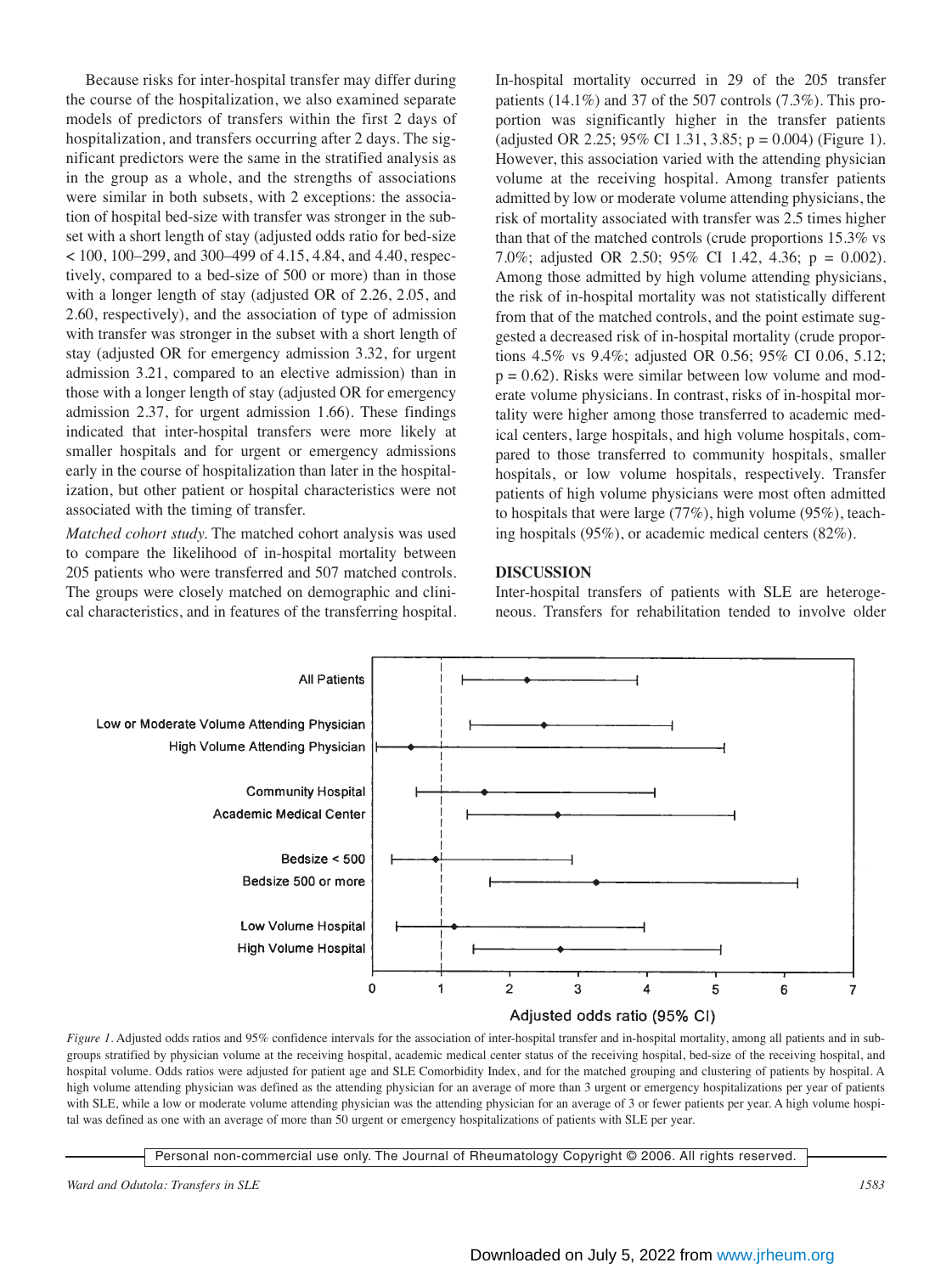Because risks for inter-hospital transfer may differ during the course of the hospitalization, we also examined separate models of predictors of transfers within the first 2 days of hospitalization, and transfers occurring after 2 days. The significant predictors were the same in the stratified analysis as in the group as a whole, and the strengths of associations were similar in both subsets, with 2 exceptions: the association of hospital bed-size with transfer was stronger in the subset with a short length of stay (adjusted odds ratio for bed-size < 100, 100–299, and 300–499 of 4.15, 4.84, and 4.40, respectively, compared to a bed-size of 500 or more) than in those with a longer length of stay (adjusted OR of 2.26, 2.05, and 2.60, respectively), and the association of type of admission with transfer was stronger in the subset with a short length of stay (adjusted OR for emergency admission 3.32, for urgent admission 3.21, compared to an elective admission) than in those with a longer length of stay (adjusted OR for emergency admission 2.37, for urgent admission 1.66). These findings indicated that inter-hospital transfers were more likely at smaller hospitals and for urgent or emergency admissions early in the course of hospitalization than later in the hospitalization, but other patient or hospital characteristics were not associated with the timing of transfer.

*Matched cohort study.* The matched cohort analysis was used to compare the likelihood of in-hospital mortality between 205 patients who were transferred and 507 matched controls. The groups were closely matched on demographic and clinical characteristics, and in features of the transferring hospital. In-hospital mortality occurred in 29 of the 205 transfer patients (14.1%) and 37 of the 507 controls (7.3%). This proportion was significantly higher in the transfer patients (adjusted OR 2.25; 95% CI 1.31, 3.85; p = 0.004) (Figure 1). However, this association varied with the attending physician volume at the receiving hospital. Among transfer patients admitted by low or moderate volume attending physicians, the risk of mortality associated with transfer was 2.5 times higher than that of the matched controls (crude proportions 15.3% vs 7.0%; adjusted OR 2.50; 95% CI 1.42, 4.36; p = 0.002). Among those admitted by high volume attending physicians, the risk of in-hospital mortality was not statistically different from that of the matched controls, and the point estimate suggested a decreased risk of in-hospital mortality (crude proportions 4.5% vs 9.4%; adjusted OR 0.56; 95% CI 0.06, 5.12; p = 0.62). Risks were similar between low volume and moderate volume physicians. In contrast, risks of in-hospital mortality were higher among those transferred to academic medical centers, large hospitals, and high volume hospitals, compared to those transferred to community hospitals, smaller hospitals, or low volume hospitals, respectively. Transfer patients of high volume physicians were most often admitted to hospitals that were large (77%), high volume (95%), teaching hospitals (95%), or academic medical centers (82%).

## DISCUSSION

Inter-hospital transfers of patients with SLE are heterogeneous. Transfers for rehabilitation tended to involve older

*Figure 1.* Adjusted odds ratios and 95% confidence intervals for the association of inter-hospital transfer and in-hospital mortality, among all patients and in subgroups stratified by physician volume at the receiving hospital, academic medical center status of the receiving hospital, bed-size of the receiving hospital, and hospital volume. Odds ratios were adjusted for patient age and SLE Comorbidity Index, and for the matched grouping and clustering of patients by hospital. A high volume attending physician was defined as the attending physician for an average of more than 3 urgent or emergency hospitalizations per year of patients with SLE, while a low or moderate volume attending physician was the attending physician for an average of 3 or fewer patients per year. A high volume hospital was defined as one with an average of more than 50 urgent or emergency hospitalizations of patients with SLE per year.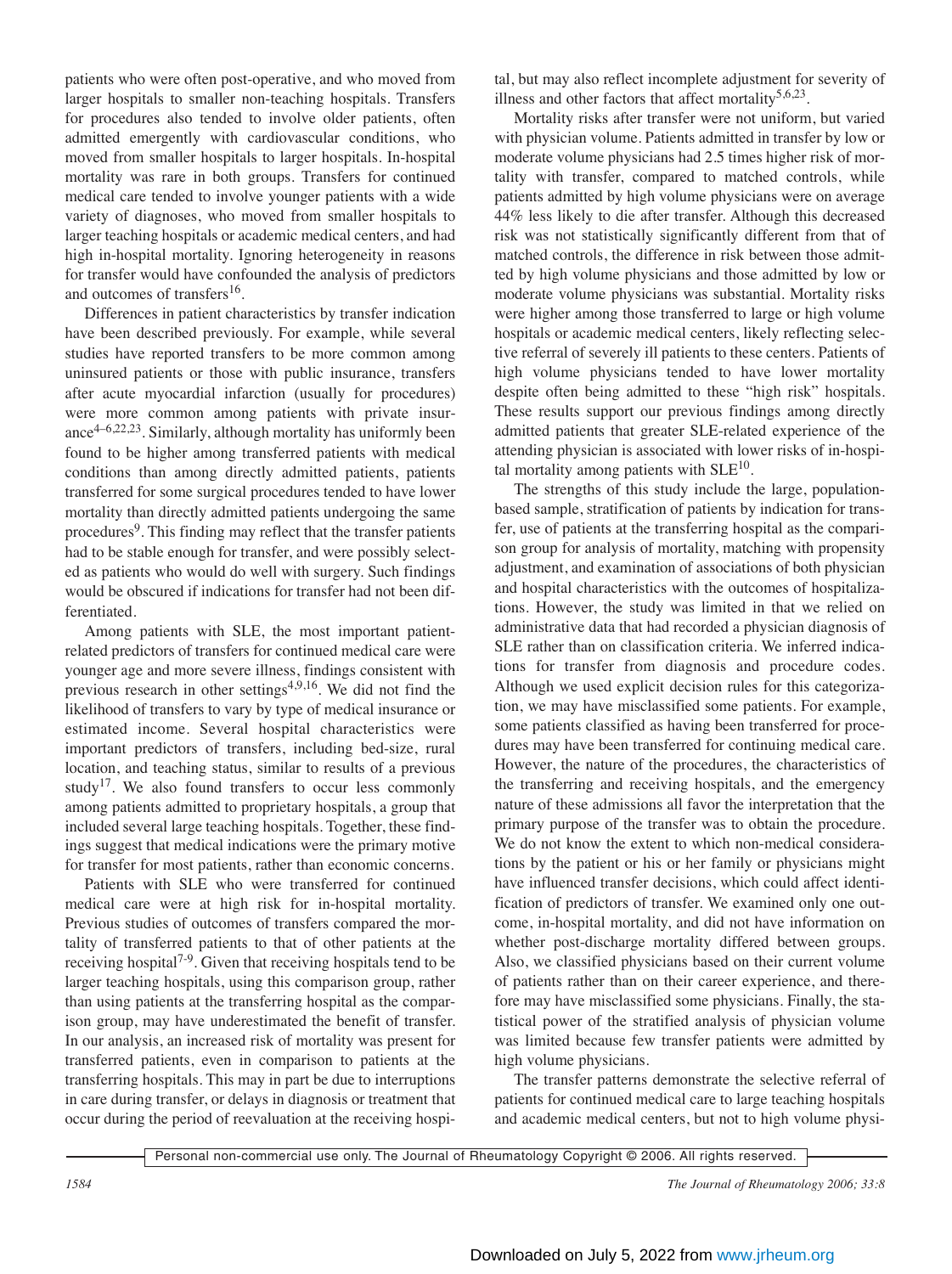patients who were often post-operative, and who moved from larger hospitals to smaller non-teaching hospitals. Transfers for procedures also tended to involve older patients, often admitted emergently with cardiovascular conditions, who moved from smaller hospitals to larger hospitals. In-hospital mortality was rare in both groups. Transfers for continued medical care tended to involve younger patients with a wide variety of diagnoses, who moved from smaller hospitals to larger teaching hospitals or academic medical centers, and had high in-hospital mortality. Ignoring heterogeneity in reasons for transfer would have confounded the analysis of predictors and outcomes of transfers[16].

Differences in patient characteristics by transfer indication have been described previously. For example, while several studies have reported transfers to be more common among uninsured patients or those with public insurance, transfers after acute myocardial infarction (usually for procedures) were more common among patients with private insurance[4–6,22,23]. Similarly, although mortality has uniformly been found to be higher among transferred patients with medical conditions than among directly admitted patients, patients transferred for some surgical procedures tended to have lower mortality than directly admitted patients undergoing the same procedures[9]. This finding may reflect that the transfer patients had to be stable enough for transfer, and were possibly selected as patients who would do well with surgery. Such findings would be obscured if indications for transfer had not been differentiated.

Among patients with SLE, the most important patient-related predictors of transfers for continued medical care were younger age and more severe illness, findings consistent with previous research in other settings[4,9,16]. We did not find the likelihood of transfers to vary by type of medical insurance or estimated income. Several hospital characteristics were important predictors of transfers, including bed-size, rural location, and teaching status, similar to results of a previous study[17]. We also found transfers to occur less commonly among patients admitted to proprietary hospitals, a group that included several large teaching hospitals. Together, these findings suggest that medical indications were the primary motive for transfer for most patients, rather than economic concerns.

Patients with SLE who were transferred for continued medical care were at high risk for in-hospital mortality. Previous studies of outcomes of transfers compared the mortality of transferred patients to that of other patients at the receiving hospital[7-9]. Given that receiving hospitals tend to be larger teaching hospitals, using this comparison group, rather than using patients at the transferring hospital as the comparison group, may have underestimated the benefit of transfer. In our analysis, an increased risk of mortality was present for transferred patients, even in comparison to patients at the transferring hospitals. This may in part be due to interruptions in care during transfer, or delays in diagnosis or treatment that occur during the period of reevaluation at the receiving hospital, but may also reflect incomplete adjustment for severity of illness and other factors that affect mortality[5,6,23].

Mortality risks after transfer were not uniform, but varied with physician volume. Patients admitted in transfer by low or moderate volume physicians had 2.5 times higher risk of mortality with transfer, compared to matched controls, while patients admitted by high volume physicians were on average 44% less likely to die after transfer. Although this decreased risk was not statistically significantly different from that of matched controls, the difference in risk between those admitted by high volume physicians and those admitted by low or moderate volume physicians was substantial. Mortality risks were higher among those transferred to large or high volume hospitals or academic medical centers, likely reflecting selective referral of severely ill patients to these centers. Patients of high volume physicians tended to have lower mortality despite often being admitted to these "high risk" hospitals. These results support our previous findings among directly admitted patients that greater SLE-related experience of the attending physician is associated with lower risks of in-hospital mortality among patients with SLE[10].

The strengths of this study include the large, population-based sample, stratification of patients by indication for transfer, use of patients at the transferring hospital as the comparison group for analysis of mortality, matching with propensity adjustment, and examination of associations of both physician and hospital characteristics with the outcomes of hospitalizations. However, the study was limited in that we relied on administrative data that had recorded a physician diagnosis of SLE rather than on classification criteria. We inferred indications for transfer from diagnosis and procedure codes. Although we used explicit decision rules for this categorization, we may have misclassified some patients. For example, some patients classified as having been transferred for procedures may have been transferred for continuing medical care. However, the nature of the procedures, the characteristics of the transferring and receiving hospitals, and the emergency nature of these admissions all favor the interpretation that the primary purpose of the transfer was to obtain the procedure. We do not know the extent to which non-medical considerations by the patient or his or her family or physicians might have influenced transfer decisions, which could affect identification of predictors of transfer. We examined only one outcome, in-hospital mortality, and did not have information on whether post-discharge mortality differed between groups. Also, we classified physicians based on their current volume of patients rather than on their career experience, and therefore may have misclassified some physicians. Finally, the statistical power of the stratified analysis of physician volume was limited because few transfer patients were admitted by high volume physicians.

The transfer patterns demonstrate the selective referral of patients for continued medical care to large teaching hospitals and academic medical centers, but not to high volume physi-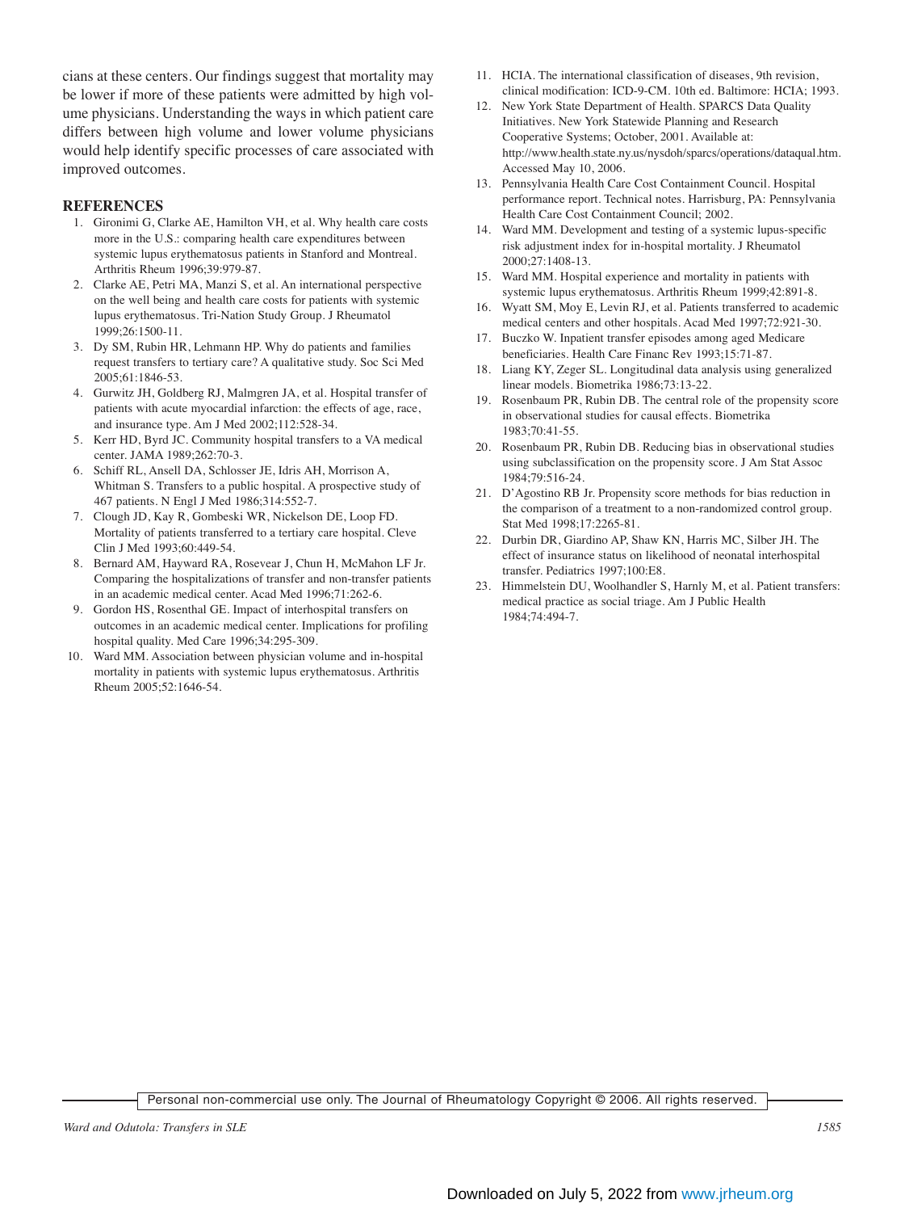cians at these centers. Our findings suggest that mortality may be lower if more of these patients were admitted by high volume physicians. Understanding the ways in which patient care differs between high volume and lower volume physicians would help identify specific processes of care associated with improved outcomes.

## REFERENCES

1. Gironimi G, Clarke AE, Hamilton VH, et al. Why health care costs more in the U.S.: comparing health care expenditures between systemic lupus erythematosus patients in Stanford and Montreal. Arthritis Rheum 1996;39:979-87.
2. Clarke AE, Petri MA, Manzi S, et al. An international perspective on the well being and health care costs for patients with systemic lupus erythematosus. Tri-Nation Study Group. J Rheumatol 1999;26:1500-11.
3. Dy SM, Rubin HR, Lehmann HP. Why do patients and families request transfers to tertiary care? A qualitative study. Soc Sci Med 2005;61:1846-53.
4. Gurwitz JH, Goldberg RJ, Malmgren JA, et al. Hospital transfer of patients with acute myocardial infarction: the effects of age, race, and insurance type. Am J Med 2002;112:528-34.
5. Kerr HD, Byrd JC. Community hospital transfers to a VA medical center. JAMA 1989;262:70-3.
6. Schiff RL, Ansell DA, Schlosser JE, Idris AH, Morrison A, Whitman S. Transfers to a public hospital. A prospective study of 467 patients. N Engl J Med 1986;314:552-7.
7. Clough JD, Kay R, Gombeski WR, Nickelson DE, Loop FD. Mortality of patients transferred to a tertiary care hospital. Cleve Clin J Med 1993;60:449-54.
8. Bernard AM, Hayward RA, Rosevear J, Chun H, McMahon LF Jr. Comparing the hospitalizations of transfer and non-transfer patients in an academic medical center. Acad Med 1996;71:262-6.
9. Gordon HS, Rosenthal GE. Impact of interhospital transfers on outcomes in an academic medical center. Implications for profiling hospital quality. Med Care 1996;34:295-309.
10. Ward MM. Association between physician volume and in-hospital mortality in patients with systemic lupus erythematosus. Arthritis Rheum 2005;52:1646-54.
11. HCIA. The international classification of diseases, 9th revision, clinical modification: ICD-9-CM. 10th ed. Baltimore: HCIA; 1993.
12. New York State Department of Health. SPARCS Data Quality Initiatives. New York Statewide Planning and Research Cooperative Systems; October, 2001. Available at: http://www.health.state.ny.us/nysdoh/sparcs/operations/dataqual.htm. Accessed May 10, 2006.
13. Pennsylvania Health Care Cost Containment Council. Hospital performance report. Technical notes. Harrisburg, PA: Pennsylvania Health Care Cost Containment Council; 2002.
14. Ward MM. Development and testing of a systemic lupus-specific risk adjustment index for in-hospital mortality. J Rheumatol 2000;27:1408-13.
15. Ward MM. Hospital experience and mortality in patients with systemic lupus erythematosus. Arthritis Rheum 1999;42:891-8.
16. Wyatt SM, Moy E, Levin RJ, et al. Patients transferred to academic medical centers and other hospitals. Acad Med 1997;72:921-30.
17. Buczko W. Inpatient transfer episodes among aged Medicare beneficiaries. Health Care Financ Rev 1993;15:71-87.
18. Liang KY, Zeger SL. Longitudinal data analysis using generalized linear models. Biometrika 1986;73:13-22.
19. Rosenbaum PR, Rubin DB. The central role of the propensity score in observational studies for causal effects. Biometrika 1983;70:41-55.
20. Rosenbaum PR, Rubin DB. Reducing bias in observational studies using subclassification on the propensity score. J Am Stat Assoc 1984;79:516-24.
21. D'Agostino RB Jr. Propensity score methods for bias reduction in the comparison of a treatment to a non-randomized control group. Stat Med 1998;17:2265-81.
22. Durbin DR, Giardino AP, Shaw KN, Harris MC, Silber JH. The effect of insurance status on likelihood of neonatal interhospital transfer. Pediatrics 1997;100:E8.
23. Himmelstein DU, Woolhandler S, Harnly M, et al. Patient transfers: medical practice as social triage. Am J Public Health 1984;74:494-7.